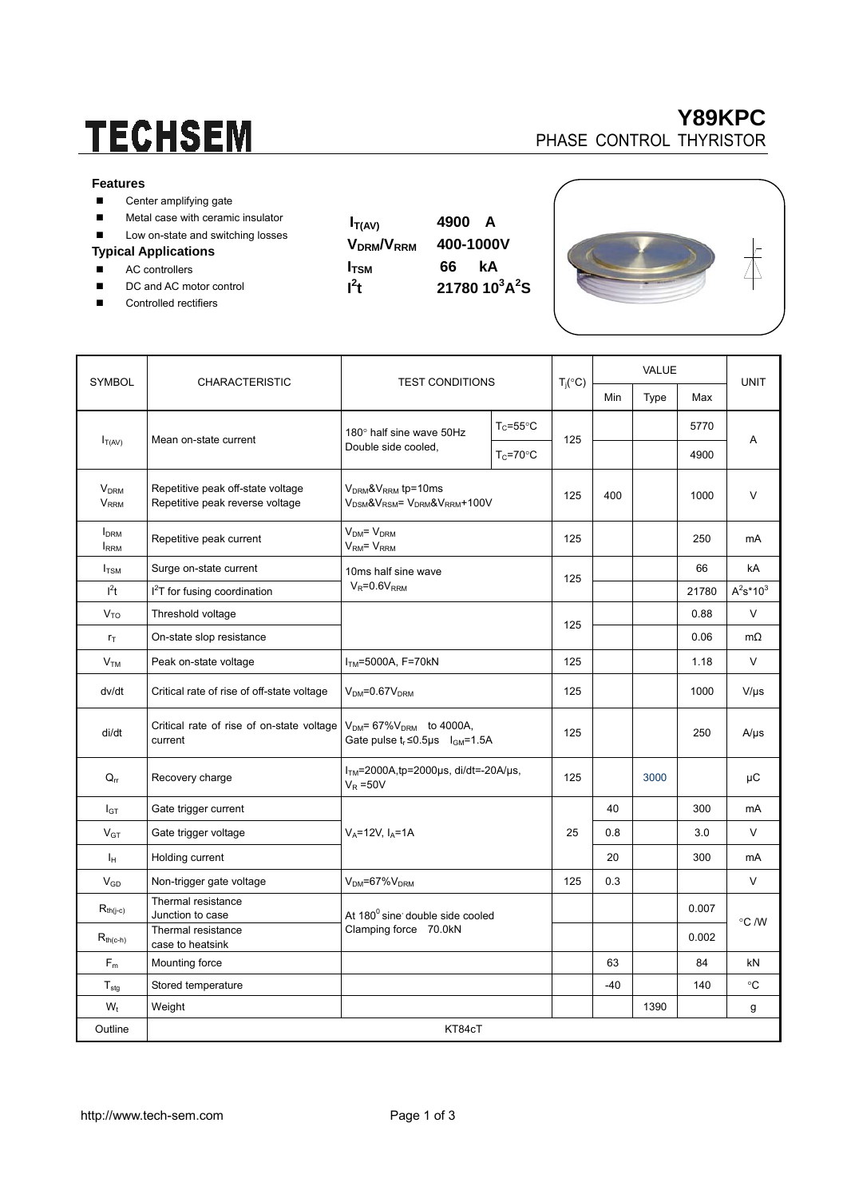# TECHSEM

## Y89KPC

PHASE CONTROL THYRISTOR

### Features

- Center amplifying gate
- Metal case with ceramic insulator
- Low on-state and switching losses

### Typical Applications

- AC controllers
- DC and AC motor control
- Controlled rectifiers

| | |
|---|---|
| $I_{T(AV)}$ | 4900 A |
| $V_{DRM}/V_{RRM}$ | 400-1000V |
| $I_{TSM}$ | 66 kA |
| $I^2t$ | 21780 $10^3A^2S$ |

| SYMBOL | CHARACTERISTIC | TEST CONDITIONS | | $T_j$(°C) | VALUE | | | UNIT |
|---|---|---|---|---|---|---|---|---|
| | | | | | Min | Type | Max | |
| $I_{T(AV)}$ | Mean on-state current | 180° half sine wave 50Hz Double side cooled, | $T_C$=55°C | 125 | | | 5770 | A |
| | | | $T_C$=70°C | | | | 4900 | |
| $V_{DRM}$ $V_{RRM}$ | Repetitive peak off-state voltage Repetitive peak reverse voltage | $V_{DRM}$&$V_{RRM}$ tp=10ms $V_{DSM}$&$V_{RSM}$= $V_{DRM}$&$V_{RRM}$+100V | | 125 | 400 | | 1000 | V |
| $I_{DRM}$ $I_{RRM}$ | Repetitive peak current | $V_{DM}$= $V_{DRM}$ $V_{RM}$= $V_{RRM}$ | | 125 | | | 250 | mA |
| $I_{TSM}$ | Surge on-state current | 10ms half sine wave $V_R$=0.6$V_{RRM}$ | | 125 | | | 66 | kA |
| $I^2t$ | $I^2T$ for fusing coordination | | | | | | 21780 | $A^2s*10^3$ |
| $V_{TO}$ | Threshold voltage | | | 125 | | | 0.88 | V |
| $r_T$ | On-state slop resistance | | | | | | 0.06 | mΩ |
| $V_{TM}$ | Peak on-state voltage | $I_{TM}$=5000A, F=70kN | | 125 | | | 1.18 | V |
| dv/dt | Critical rate of rise of off-state voltage | $V_{DM}$=0.67$V_{DRM}$ | | 125 | | | 1000 | V/μs |
| di/dt | Critical rate of rise of on-state voltage current | $V_{DM}$= 67%$V_{DRM}$ to 4000A, Gate pulse $t_r$≤0.5μs $I_{GM}$=1.5A | | 125 | | | 250 | A/μs |
| $Q_{rr}$ | Recovery charge | $I_{TM}$=2000A,tp=2000μs, di/dt=-20A/μs, $V_R$ =50V | | 125 | | 3000 | | μC |
| $I_{GT}$ | Gate trigger current | $V_A$=12V, $I_A$=1A | | 25 | 40 | | 300 | mA |
| $V_{GT}$ | Gate trigger voltage | | | | 0.8 | | 3.0 | V |
| $I_H$ | Holding current | | | | 20 | | 300 | mA |
| $V_{GD}$ | Non-trigger gate voltage | $V_{DM}$=67%$V_{DRM}$ | | 125 | 0.3 | | | V |
| $R_{th(j-c)}$ | Thermal resistance Junction to case | At 180° sine double side cooled Clamping force 70.0kN | | | | | 0.007 | °C /W |
| $R_{th(c-h)}$ | Thermal resistance case to heatsink | | | | | | 0.002 | |
| $F_m$ | Mounting force | | | | 63 | | 84 | kN |
| $T_{stg}$ | Stored temperature | | | | -40 | | 140 | °C |
| $W_t$ | Weight | | | | | 1390 | | g |
| Outline | KT84cT | | | | | | | |

http://www.tech-sem.com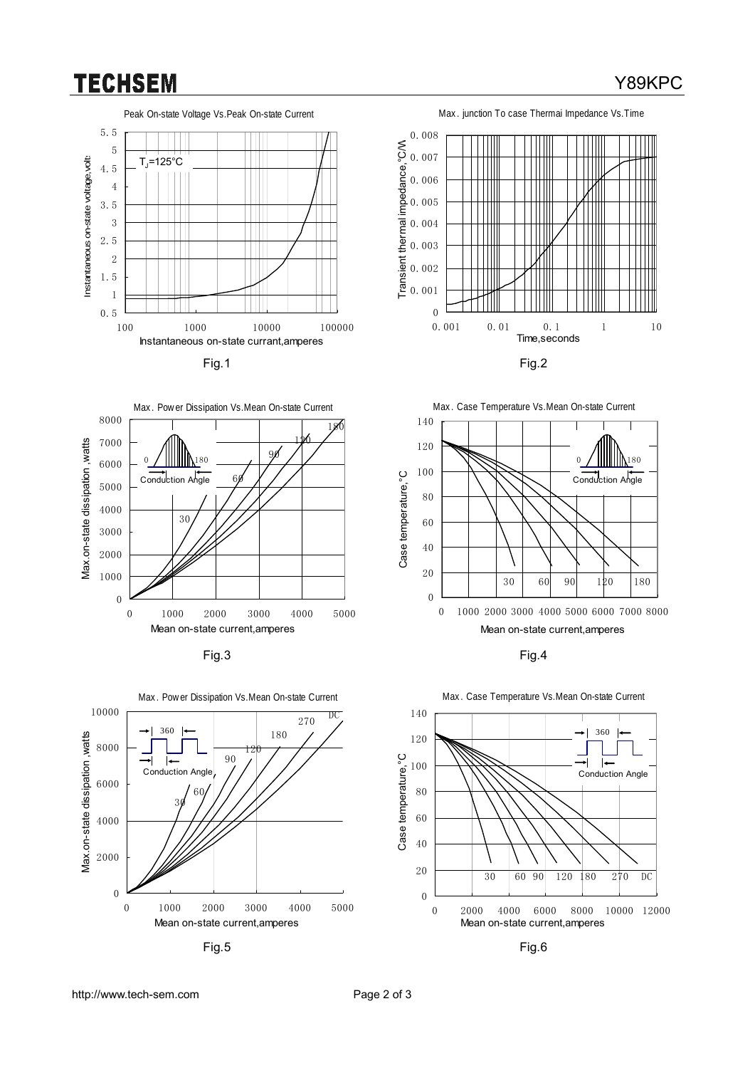Peak On-state Voltage Vs.Peak On-state Current

$T_J$=125°C

Instantaneous on-state voltage,volts

Instantaneous on-state currant,amperes

Fig.1

Max. junction To case Thermai Impedance Vs.Time

Transient thermal impedance,°C/W

Time,seconds

Fig.2

Max. Power Dissipation Vs.Mean On-state Current

Max.on-state dissipation ,watts

Mean on-state current,amperes

Conduction Angle

Fig.3

Max. Case Temperature Vs.Mean On-state Current

Case temperature,°C

Mean on-state current,amperes

Conduction Angle

Fig.4

Max. Power Dissipation Vs.Mean On-state Current

Max.on-state dissipation ,watts

Mean on-state current,amperes

Conduction Angle

Fig.5

Max. Case Temperature Vs.Mean On-state Current

Case temperature,°C

Mean on-state current,amperes

Conduction Angle

Fig.6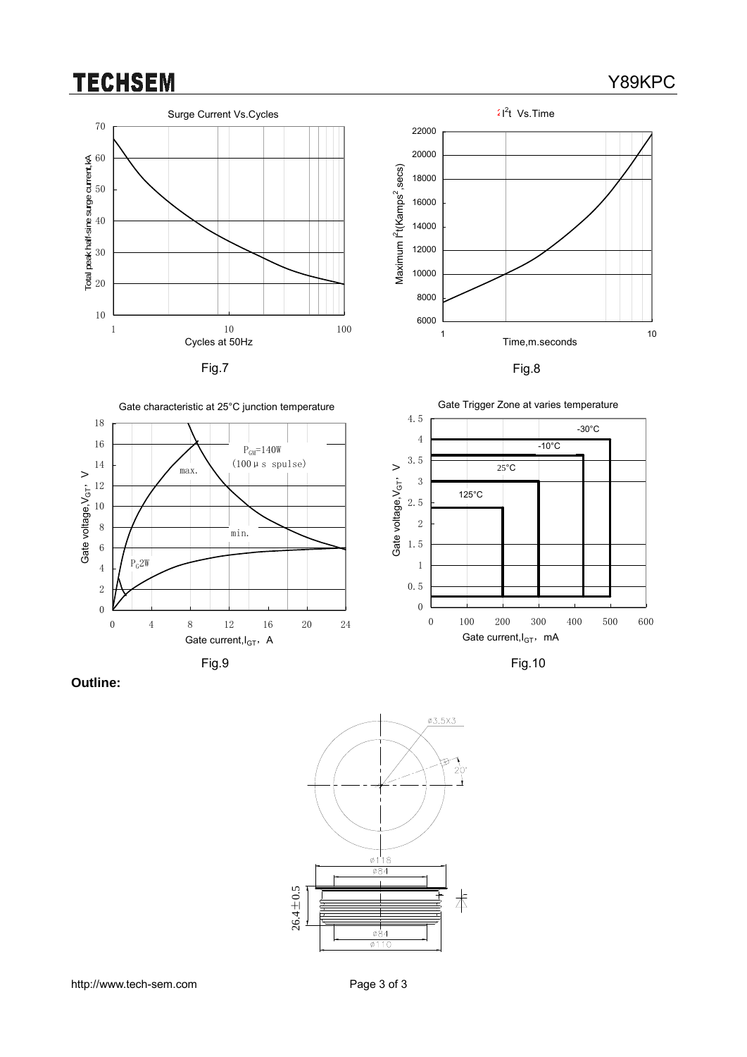Surge Current Vs.Cycles

Total peak half-sine surge current, kA

70
60
50
40
30
20
10

1
10
100

Cycles at 50Hz

Fig.7

$I^2t$ Vs.Time

Maximum $I^2t$(Kamps$^2$,secs)

22000
20000
18000
16000
14000
12000
10000
8000
6000

1
10

Time,m.seconds

Fig.8

Gate characteristic at 25°C junction temperature

Gate voltage,$V_{GT}$, V

18
16
14
12
10
8
6
4
2
0

0
4
8
12
16
20
24

Gate current,$I_{GT}$, A

$P_{GM}$=140W

(100μs spulse)

max.

min.

$P_G$2W

Fig.9

Gate Trigger Zone at varies temperature

Gate voltage,$V_{GT}$, V

4.5
4
3.5
3
2.5
2
1.5
1
0.5
0

0
100
200
300
400
500
600

Gate current,$I_{GT}$, mA

-30°C

-10°C

25°C

125°C

Fig.10

**Outline:**

φ3.5X3

20°

φ118

φ84

26.4±0.5

φ84

φ110